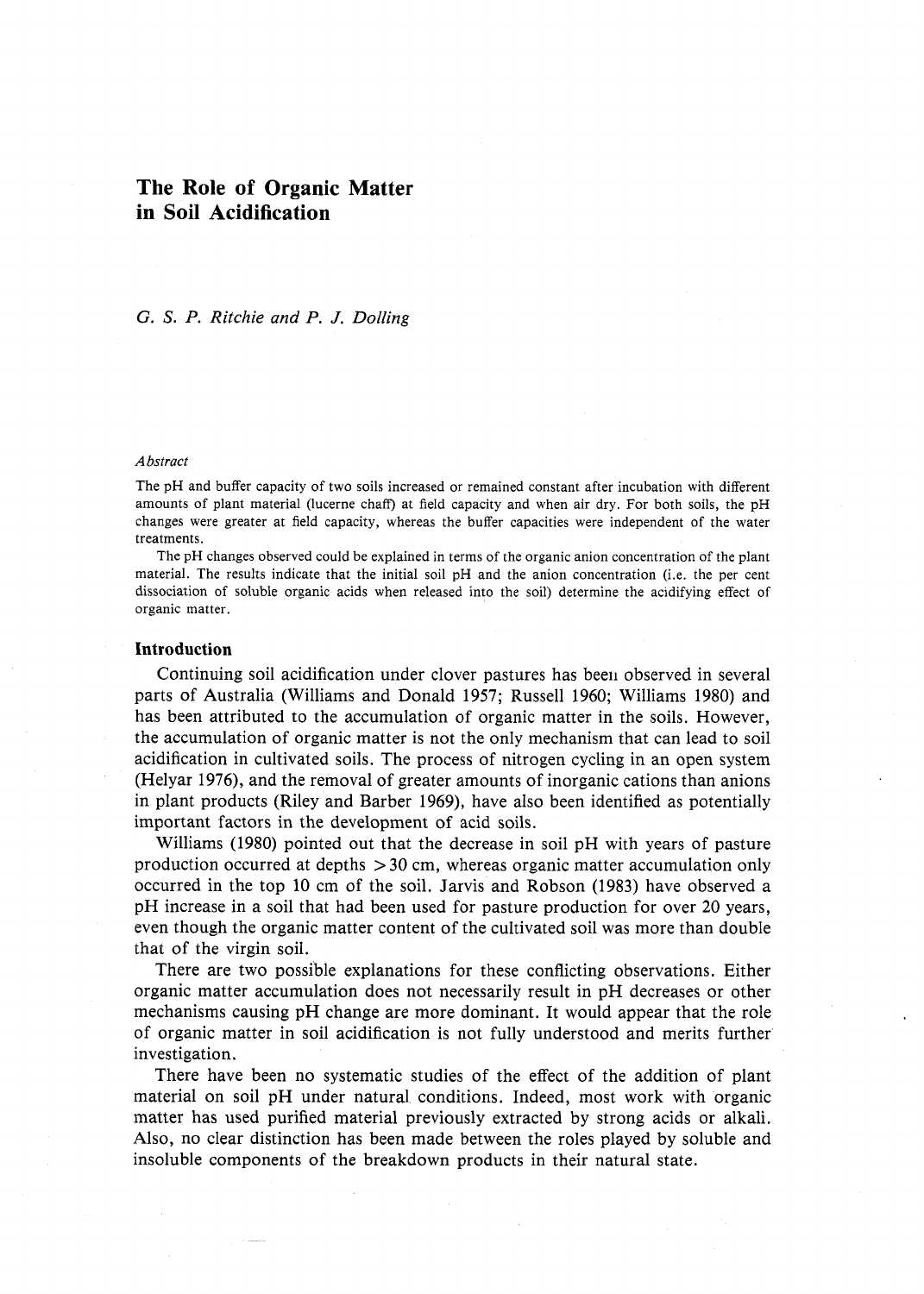# The Role of Organic Matter in Soil Acidification

*G. S. P. Ritchie and P. J. Dolling*

*Abstract*

The pH and buffer capacity of two soils increased or remained constant after incubation with different amounts of plant material (lucerne chaff) at field capacity and when air dry. For both soils, the pH changes were greater at field capacity, whereas the buffer capacities were independent of the water treatments.

The pH changes observed could be explained in terms of the organic anion concentration of the plant material. The results indicate that the initial soil pH and the anion concentration (i.e. the per cent dissociation of soluble organic acids when released into the soil) determine the acidifying effect of organic matter.

## Introduction

Continuing soil acidification under clover pastures has been observed in several parts of Australia (Williams and Donald 1957; Russell 1960; Williams 1980) and has been attributed to the accumulation of organic matter in the soils. However, the accumulation of organic matter is not the only mechanism that can lead to soil acidification in cultivated soils. The process of nitrogen cycling in an open system (Helyar 1976), and the removal of greater amounts of inorganic cations than anions in plant products (Riley and Barber 1969), have also been identified as potentially important factors in the development of acid soils.

Williams (1980) pointed out that the decrease in soil pH with years of pasture production occurred at depths >30 cm, whereas organic matter accumulation only occurred in the top 10 cm of the soil. Jarvis and Robson (1983) have observed a pH increase in a soil that had been used for pasture production for over 20 years, even though the organic matter content of the cultivated soil was more than double that of the virgin soil.

There are two possible explanations for these conflicting observations. Either organic matter accumulation does not necessarily result in pH decreases or other mechanisms causing pH change are more dominant. It would appear that the role of organic matter in soil acidification is not fully understood and merits further investigation.

There have been no systematic studies of the effect of the addition of plant material on soil pH under natural conditions. Indeed, most work with organic matter has used purified material previously extracted by strong acids or alkali. Also, no clear distinction has been made between the roles played by soluble and insoluble components of the breakdown products in their natural state.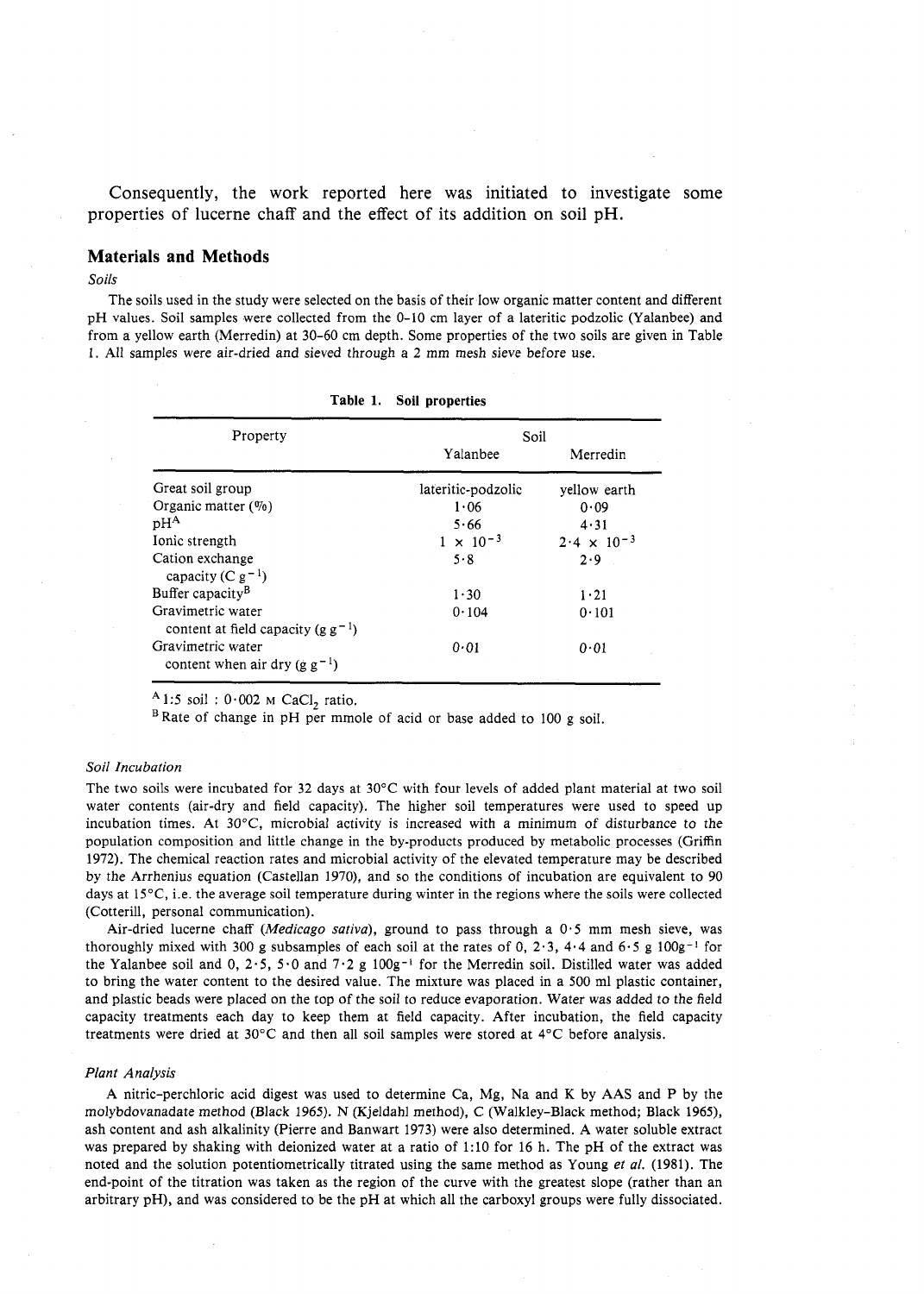Consequently, the work reported here was initiated to investigate some properties of lucerne chaff and the effect of its addition on soil pH.

## Materials and Methods

### *Soils*

The soils used in the study were selected on the basis of their low organic matter content and different pH values. Soil samples were collected from the 0–10 cm layer of a lateritic podzolic (Yalanbee) and from a yellow earth (Merredin) at 30–60 cm depth. Some properties of the two soils are given in Table 1. All samples were air-dried and sieved through a 2 mm mesh sieve before use.

**Table 1. Soil properties**

| Property | Soil | |
|---|---|---|
| | Yalanbee | Merredin |
| Great soil group | lateritic-podzolic | yellow earth |
| Organic matter (%) | 1·06 | 0·09 |
| pH[A] | 5·66 | 4·31 |
| Ionic strength | $1 \times 10^{-3}$ | $2 \cdot 4 \times 10^{-3}$ |
| Cation exchange capacity ($C\ g^{-1}$) | 5·8 | 2·9 |
| Buffer capacity[B] | 1·30 | 1·21 |
| Gravimetric water content at field capacity ($g\ g^{-1}$) | 0·104 | 0·101 |
| Gravimetric water content when air dry ($g\ g^{-1}$) | 0·01 | 0·01 |

[A] 1:5 soil : 0·002 M $CaCl_2$ ratio.
[B] Rate of change in pH per mmole of acid or base added to 100 g soil.

### *Soil Incubation*

The two soils were incubated for 32 days at 30°C with four levels of added plant material at two soil water contents (air-dry and field capacity). The higher soil temperatures were used to speed up incubation times. At 30°C, microbial activity is increased with a minimum of disturbance to the population composition and little change in the by-products produced by metabolic processes (Griffin 1972). The chemical reaction rates and microbial activity of the elevated temperature may be described by the Arrhenius equation (Castellan 1970), and so the conditions of incubation are equivalent to 90 days at 15°C, i.e. the average soil temperature during winter in the regions where the soils were collected (Cotterill, personal communication).

Air-dried lucerne chaff (*Medicago sativa*), ground to pass through a 0·5 mm mesh sieve, was thoroughly mixed with 300 g subsamples of each soil at the rates of 0, 2·3, 4·4 and 6·5 g $100g^{-1}$ for the Yalanbee soil and 0, 2·5, 5·0 and 7·2 g $100g^{-1}$ for the Merredin soil. Distilled water was added to bring the water content to the desired value. The mixture was placed in a 500 ml plastic container, and plastic beads were placed on the top of the soil to reduce evaporation. Water was added to the field capacity treatments each day to keep them at field capacity. After incubation, the field capacity treatments were dried at 30°C and then all soil samples were stored at 4°C before analysis.

### *Plant Analysis*

A nitric-perchloric acid digest was used to determine Ca, Mg, Na and K by AAS and P by the molybdovanadate method (Black 1965). N (Kjeldahl method), C (Walkley-Black method; Black 1965), ash content and ash alkalinity (Pierre and Banwart 1973) were also determined. A water soluble extract was prepared by shaking with deionized water at a ratio of 1:10 for 16 h. The pH of the extract was noted and the solution potentiometrically titrated using the same method as Young *et al.* (1981). The end-point of the titration was taken as the region of the curve with the greatest slope (rather than an arbitrary pH), and was considered to be the pH at which all the carboxyl groups were fully dissociated.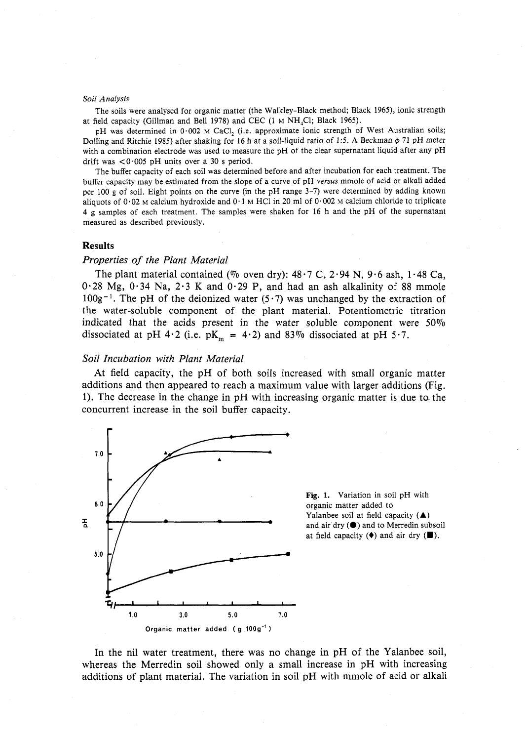*Soil Analysis*

The soils were analysed for organic matter (the Walkley-Black method; Black 1965), ionic strength at field capacity (Gillman and Bell 1978) and CEC (1 M $NH_4Cl$; Black 1965).

pH was determined in 0·002 M $CaCl_2$ (i.e. approximate ionic strength of West Australian soils; Dolling and Ritchie 1985) after shaking for 16 h at a soil-liquid ratio of 1:5. A Beckman $\phi$ 71 pH meter with a combination electrode was used to measure the pH of the clear supernatant liquid after any pH drift was <0·005 pH units over a 30 s period.

The buffer capacity of each soil was determined before and after incubation for each treatment. The buffer capacity may be estimated from the slope of a curve of pH *versus* mmole of acid or alkali added per 100 g of soil. Eight points on the curve (in the pH range 3–7) were determined by adding known aliquots of 0·02 M calcium hydroxide and 0·1 M HCl in 20 ml of 0·002 M calcium chloride to triplicate 4 g samples of each treatment. The samples were shaken for 16 h and the pH of the supernatant measured as described previously.

## Results

### *Properties of the Plant Material*

The plant material contained (% oven dry): 48·7 C, 2·94 N, 9·6 ash, 1·48 Ca, 0·28 Mg, 0·34 Na, 2·3 K and 0·29 P, and had an ash alkalinity of 88 mmole $100g^{-1}$. The pH of the deionized water (5·7) was unchanged by the extraction of the water-soluble component of the plant material. Potentiometric titration indicated that the acids present in the water soluble component were 50% dissociated at pH 4·2 (i.e. $pK_m$ = 4·2) and 83% dissociated at pH 5·7.

### *Soil Incubation with Plant Material*

At field capacity, the pH of both soils increased with small organic matter additions and then appeared to reach a maximum value with larger additions (Fig. 1). The decrease in the change in pH with increasing organic matter is due to the concurrent increase in the soil buffer capacity.

**Fig. 1.** Variation in soil pH with organic matter added to Yalanbee soil at field capacity (▲) and air dry (●) and to Merredin subsoil at field capacity (♦) and air dry (■).

In the nil water treatment, there was no change in pH of the Yalanbee soil, whereas the Merredin soil showed only a small increase in pH with increasing additions of plant material. The variation in soil pH with mmole of acid or alkali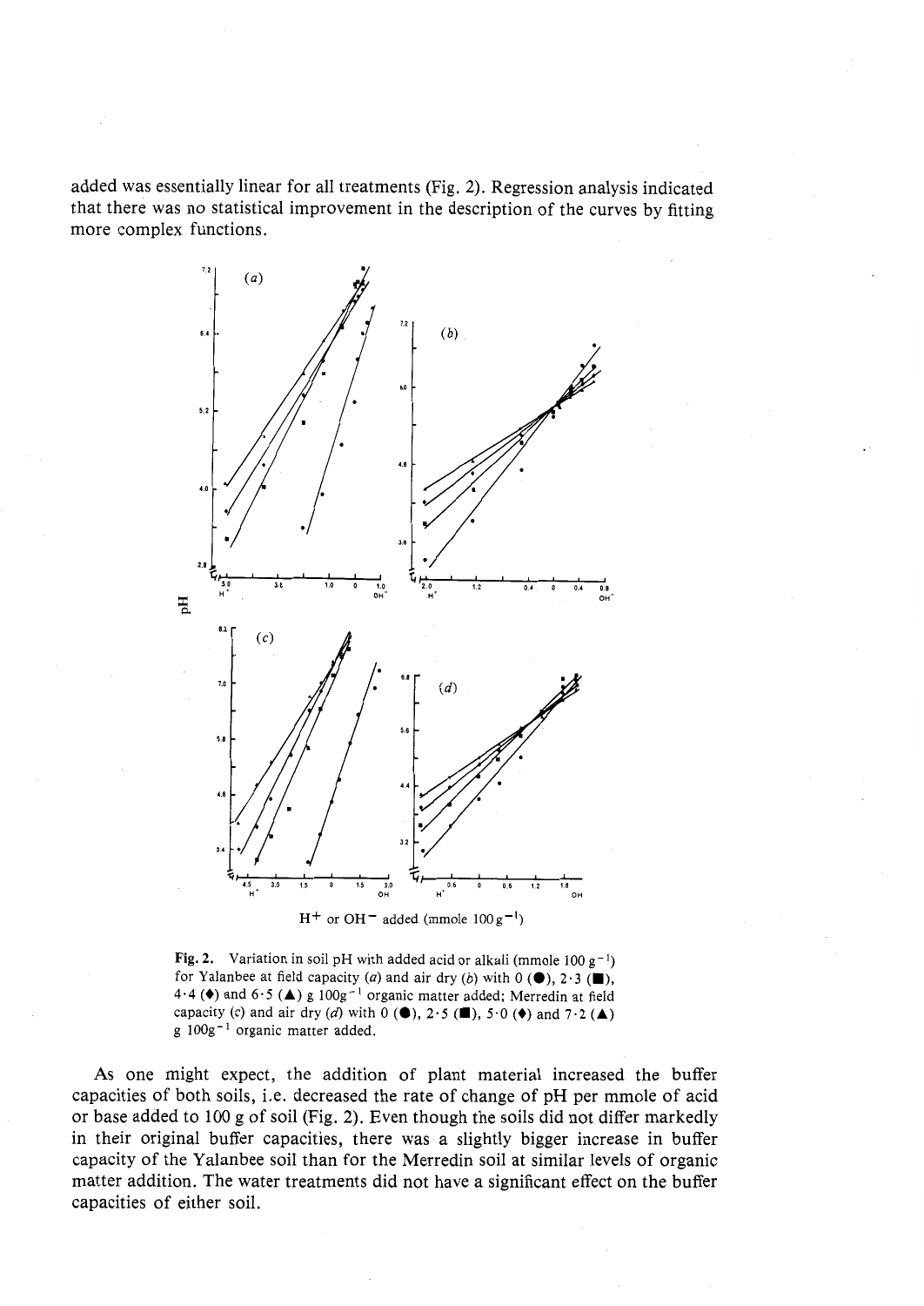added was essentially linear for all treatments (Fig. 2). Regression analysis indicated that there was no statistical improvement in the description of the curves by fitting more complex functions.

**Fig. 2.** Variation in soil pH with added acid or alkali (mmole 100 $g^{-1}$) for Yalanbee at field capacity (*a*) and air dry (*b*) with 0 (●), 2·3 (■), 4·4 (♦) and 6·5 (▲) g $100g^{-1}$ organic matter added; Merredin at field capacity (*c*) and air dry (*d*) with 0 (●), 2·5 (■), 5·0 (♦) and 7·2 (▲) g $100g^{-1}$ organic matter added.

As one might expect, the addition of plant material increased the buffer capacities of both soils, i.e. decreased the rate of change of pH per mmole of acid or base added to 100 g of soil (Fig. 2). Even though the soils did not differ markedly in their original buffer capacities, there was a slightly bigger increase in buffer capacity of the Yalanbee soil than for the Merredin soil at similar levels of organic matter addition. The water treatments did not have a significant effect on the buffer capacities of either soil.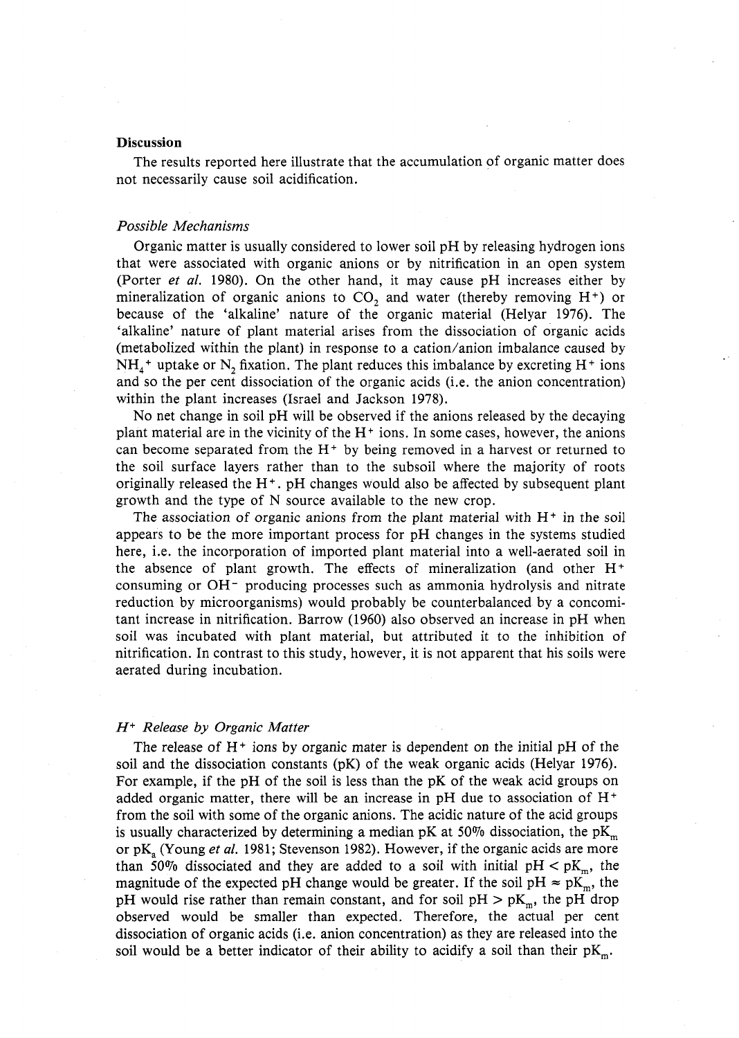## Discussion

The results reported here illustrate that the accumulation of organic matter does not necessarily cause soil acidification.

### *Possible Mechanisms*

Organic matter is usually considered to lower soil pH by releasing hydrogen ions that were associated with organic anions or by nitrification in an open system (Porter *et al.* 1980). On the other hand, it may cause pH increases either by mineralization of organic anions to $CO_2$ and water (thereby removing $H^+$) or because of the 'alkaline' nature of the organic material (Helyar 1976). The 'alkaline' nature of plant material arises from the dissociation of organic acids (metabolized within the plant) in response to a cation/anion imbalance caused by $NH_4^+$ uptake or $N_2$ fixation. The plant reduces this imbalance by excreting $H^+$ ions and so the per cent dissociation of the organic acids (i.e. the anion concentration) within the plant increases (Israel and Jackson 1978).

No net change in soil pH will be observed if the anions released by the decaying plant material are in the vicinity of the $H^+$ ions. In some cases, however, the anions can become separated from the $H^+$ by being removed in a harvest or returned to the soil surface layers rather than to the subsoil where the majority of roots originally released the $H^+$. pH changes would also be affected by subsequent plant growth and the type of N source available to the new crop.

The association of organic anions from the plant material with $H^+$ in the soil appears to be the more important process for pH changes in the systems studied here, i.e. the incorporation of imported plant material into a well-aerated soil in the absence of plant growth. The effects of mineralization (and other $H^+$ consuming or $OH^-$ producing processes such as ammonia hydrolysis and nitrate reduction by microorganisms) would probably be counterbalanced by a concomitant increase in nitrification. Barrow (1960) also observed an increase in pH when soil was incubated with plant material, but attributed it to the inhibition of nitrification. In contrast to this study, however, it is not apparent that his soils were aerated during incubation.

### *$H^+$ Release by Organic Matter*

The release of $H^+$ ions by organic mater is dependent on the initial pH of the soil and the dissociation constants (pK) of the weak organic acids (Helyar 1976). For example, if the pH of the soil is less than the pK of the weak acid groups on added organic matter, there will be an increase in pH due to association of $H^+$ from the soil with some of the organic anions. The acidic nature of the acid groups is usually characterized by determining a median pK at 50% dissociation, the $pK_m$ or $pK_a$ (Young *et al.* 1981; Stevenson 1982). However, if the organic acids are more than 50% dissociated and they are added to a soil with initial pH $< pK_m$, the magnitude of the expected pH change would be greater. If the soil pH $\approx pK_m$, the pH would rise rather than remain constant, and for soil pH $> pK_m$, the pH drop observed would be smaller than expected. Therefore, the actual per cent dissociation of organic acids (i.e. anion concentration) as they are released into the soil would be a better indicator of their ability to acidify a soil than their $pK_m$.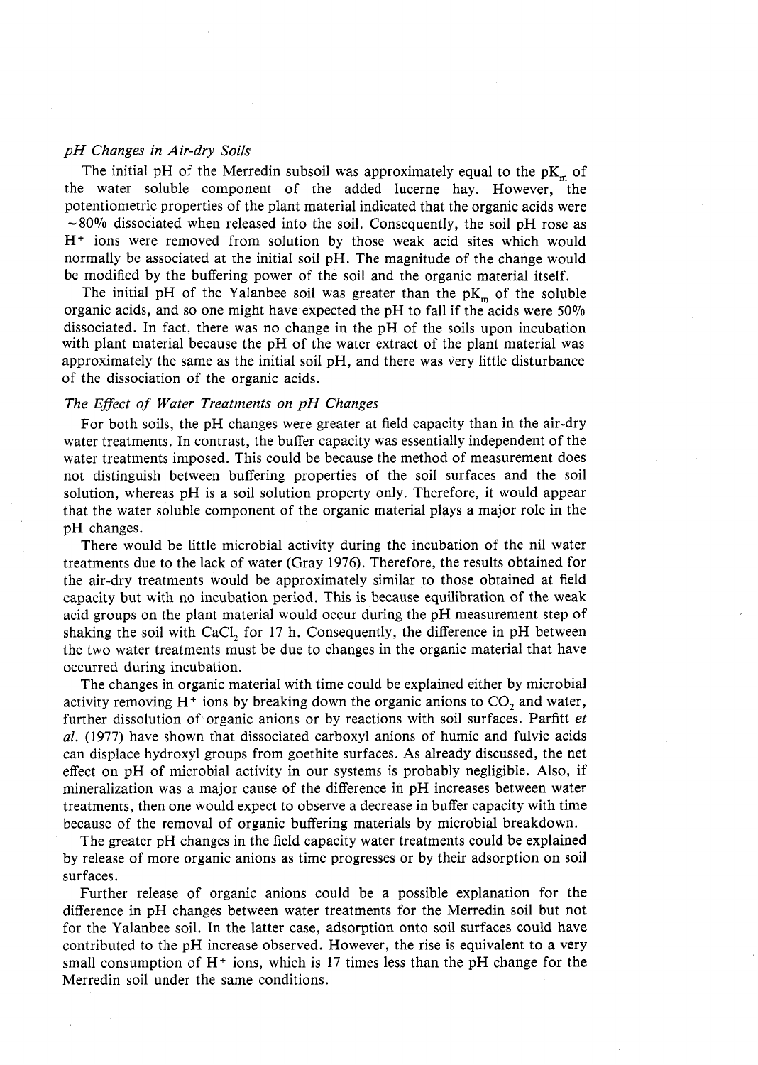### *pH Changes in Air-dry Soils*

The initial pH of the Merredin subsoil was approximately equal to the $pK_m$ of the water soluble component of the added lucerne hay. However, the potentiometric properties of the plant material indicated that the organic acids were ~80% dissociated when released into the soil. Consequently, the soil pH rose as $H^+$ ions were removed from solution by those weak acid sites which would normally be associated at the initial soil pH. The magnitude of the change would be modified by the buffering power of the soil and the organic material itself.

The initial pH of the Yalanbee soil was greater than the $pK_m$ of the soluble organic acids, and so one might have expected the pH to fall if the acids were 50% dissociated. In fact, there was no change in the pH of the soils upon incubation with plant material because the pH of the water extract of the plant material was approximately the same as the initial soil pH, and there was very little disturbance of the dissociation of the organic acids.

### *The Effect of Water Treatments on pH Changes*

For both soils, the pH changes were greater at field capacity than in the air-dry water treatments. In contrast, the buffer capacity was essentially independent of the water treatments imposed. This could be because the method of measurement does not distinguish between buffering properties of the soil surfaces and the soil solution, whereas pH is a soil solution property only. Therefore, it would appear that the water soluble component of the organic material plays a major role in the pH changes.

There would be little microbial activity during the incubation of the nil water treatments due to the lack of water (Gray 1976). Therefore, the results obtained for the air-dry treatments would be approximately similar to those obtained at field capacity but with no incubation period. This is because equilibration of the weak acid groups on the plant material would occur during the pH measurement step of shaking the soil with $CaCl_2$ for 17 h. Consequently, the difference in pH between the two water treatments must be due to changes in the organic material that have occurred during incubation.

The changes in organic material with time could be explained either by microbial activity removing $H^+$ ions by breaking down the organic anions to $CO_2$ and water, further dissolution of organic anions or by reactions with soil surfaces. Parfitt *et al.* (1977) have shown that dissociated carboxyl anions of humic and fulvic acids can displace hydroxyl groups from goethite surfaces. As already discussed, the net effect on pH of microbial activity in our systems is probably negligible. Also, if mineralization was a major cause of the difference in pH increases between water treatments, then one would expect to observe a decrease in buffer capacity with time because of the removal of organic buffering materials by microbial breakdown.

The greater pH changes in the field capacity water treatments could be explained by release of more organic anions as time progresses or by their adsorption on soil surfaces.

Further release of organic anions could be a possible explanation for the difference in pH changes between water treatments for the Merredin soil but not for the Yalanbee soil. In the latter case, adsorption onto soil surfaces could have contributed to the pH increase observed. However, the rise is equivalent to a very small consumption of $H^+$ ions, which is 17 times less than the pH change for the Merredin soil under the same conditions.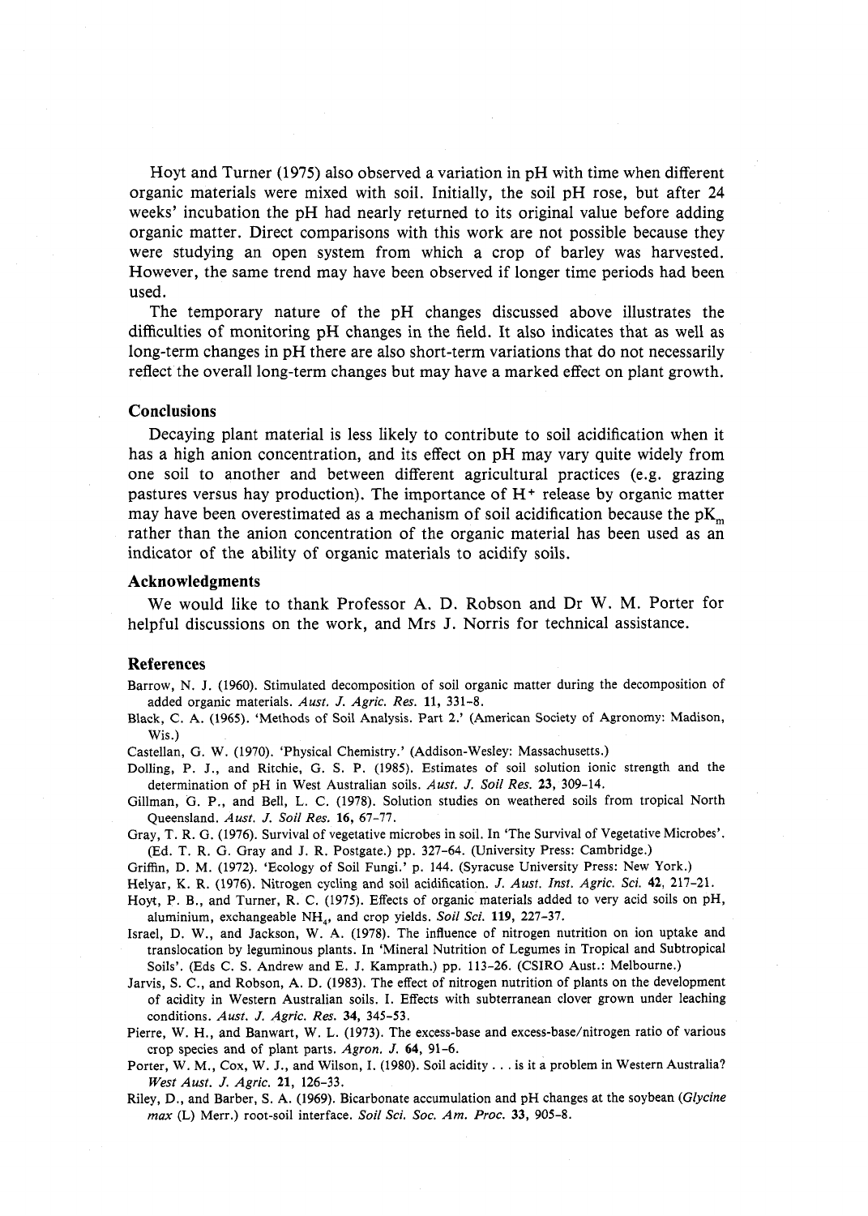Hoyt and Turner (1975) also observed a variation in pH with time when different organic materials were mixed with soil. Initially, the soil pH rose, but after 24 weeks' incubation the pH had nearly returned to its original value before adding organic matter. Direct comparisons with this work are not possible because they were studying an open system from which a crop of barley was harvested. However, the same trend may have been observed if longer time periods had been used.

The temporary nature of the pH changes discussed above illustrates the difficulties of monitoring pH changes in the field. It also indicates that as well as long-term changes in pH there are also short-term variations that do not necessarily reflect the overall long-term changes but may have a marked effect on plant growth.

## Conclusions

Decaying plant material is less likely to contribute to soil acidification when it has a high anion concentration, and its effect on pH may vary quite widely from one soil to another and between different agricultural practices (e.g. grazing pastures versus hay production). The importance of $H^+$ release by organic matter may have been overestimated as a mechanism of soil acidification because the $pK_m$ rather than the anion concentration of the organic material has been used as an indicator of the ability of organic materials to acidify soils.

## Acknowledgments

We would like to thank Professor A. D. Robson and Dr W. M. Porter for helpful discussions on the work, and Mrs J. Norris for technical assistance.

## References

Barrow, N. J. (1960). Stimulated decomposition of soil organic matter during the decomposition of added organic materials. *Aust. J. Agric. Res.* **11**, 331–8.

Black, C. A. (1965). 'Methods of Soil Analysis. Part 2.' (American Society of Agronomy: Madison, Wis.)

Castellan, G. W. (1970). 'Physical Chemistry.' (Addison-Wesley: Massachusetts.)

Dolling, P. J., and Ritchie, G. S. P. (1985). Estimates of soil solution ionic strength and the determination of pH in West Australian soils. *Aust. J. Soil Res.* **23**, 309–14.

Gillman, G. P., and Bell, L. C. (1978). Solution studies on weathered soils from tropical North Queensland. *Aust. J. Soil Res.* **16**, 67–77.

Gray, T. R. G. (1976). Survival of vegetative microbes in soil. In 'The Survival of Vegetative Microbes'. (Ed. T. R. G. Gray and J. R. Postgate.) pp. 327–64. (University Press: Cambridge.)

Griffin, D. M. (1972). 'Ecology of Soil Fungi.' p. 144. (Syracuse University Press: New York.)

Helyar, K. R. (1976). Nitrogen cycling and soil acidification. *J. Aust. Inst. Agric. Sci.* **42**, 217–21.

Hoyt, P. B., and Turner, R. C. (1975). Effects of organic materials added to very acid soils on pH, aluminium, exchangeable $NH_4$, and crop yields. *Soil Sci.* **119**, 227–37.

Israel, D. W., and Jackson, W. A. (1978). The influence of nitrogen nutrition on ion uptake and translocation by leguminous plants. In 'Mineral Nutrition of Legumes in Tropical and Subtropical Soils'. (Eds C. S. Andrew and E. J. Kamprath.) pp. 113–26. (CSIRO Aust.: Melbourne.)

Jarvis, S. C., and Robson, A. D. (1983). The effect of nitrogen nutrition of plants on the development of acidity in Western Australian soils. I. Effects with subterranean clover grown under leaching conditions. *Aust. J. Agric. Res.* **34**, 345–53.

Pierre, W. H., and Banwart, W. L. (1973). The excess-base and excess-base/nitrogen ratio of various crop species and of plant parts. *Agron. J.* **64**, 91–6.

Porter, W. M., Cox, W. J., and Wilson, I. (1980). Soil acidity . . . is it a problem in Western Australia? *West Aust. J. Agric.* **21**, 126–33.

Riley, D., and Barber, S. A. (1969). Bicarbonate accumulation and pH changes at the soybean (*Glycine max* (L) Merr.) root-soil interface. *Soil Sci. Soc. Am. Proc.* **33**, 905–8.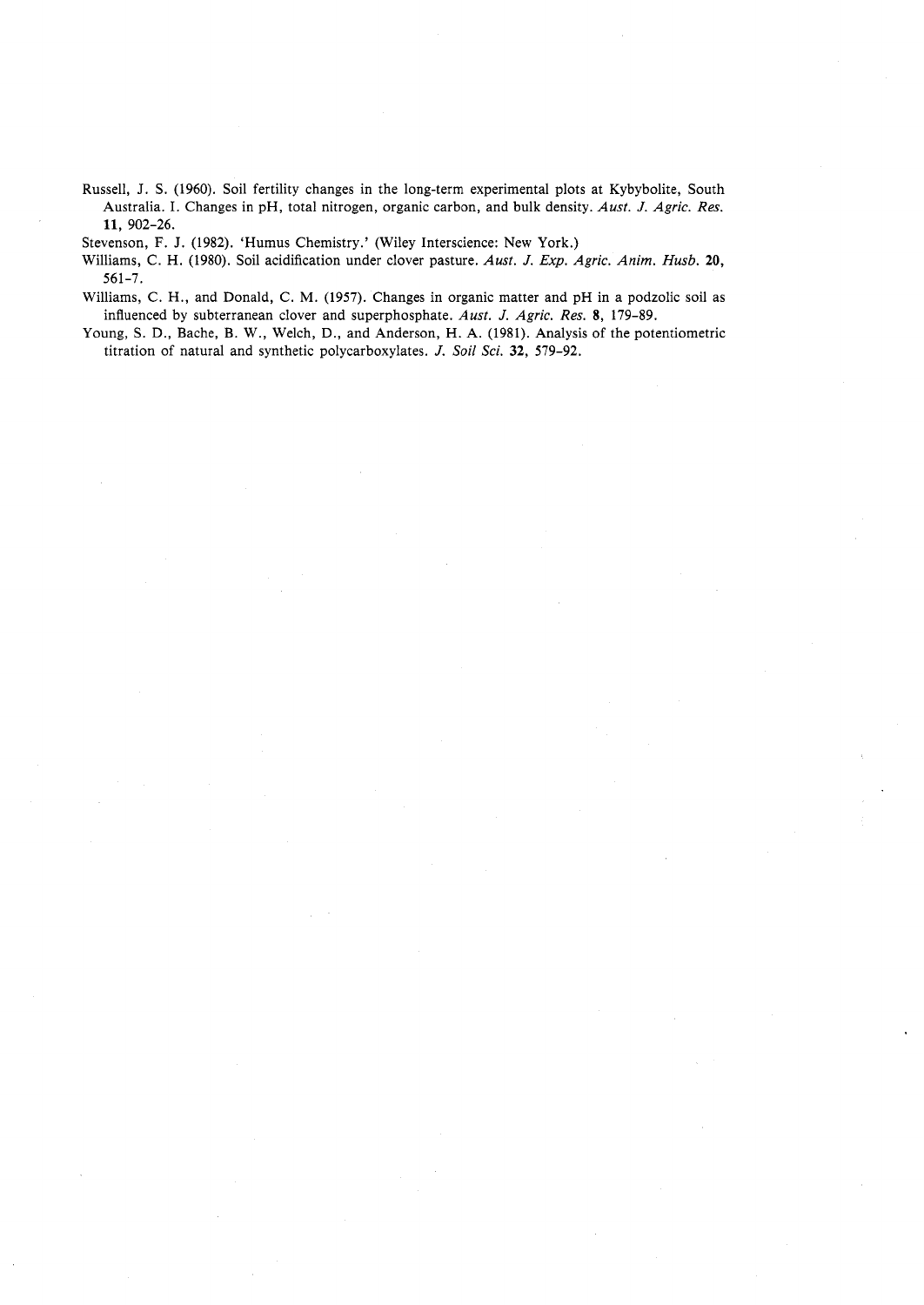Russell, J. S. (1960). Soil fertility changes in the long-term experimental plots at Kybybolite, South Australia. I. Changes in pH, total nitrogen, organic carbon, and bulk density. *Aust. J. Agric. Res.* **11**, 902–26.

Stevenson, F. J. (1982). 'Humus Chemistry.' (Wiley Interscience: New York.)

Williams, C. H. (1980). Soil acidification under clover pasture. *Aust. J. Exp. Agric. Anim. Husb.* **20**, 561–7.

Williams, C. H., and Donald, C. M. (1957). Changes in organic matter and pH in a podzolic soil as influenced by subterranean clover and superphosphate. *Aust. J. Agric. Res.* **8**, 179–89.

Young, S. D., Bache, B. W., Welch, D., and Anderson, H. A. (1981). Analysis of the potentiometric titration of natural and synthetic polycarboxylates. *J. Soil Sci.* **32**, 579–92.